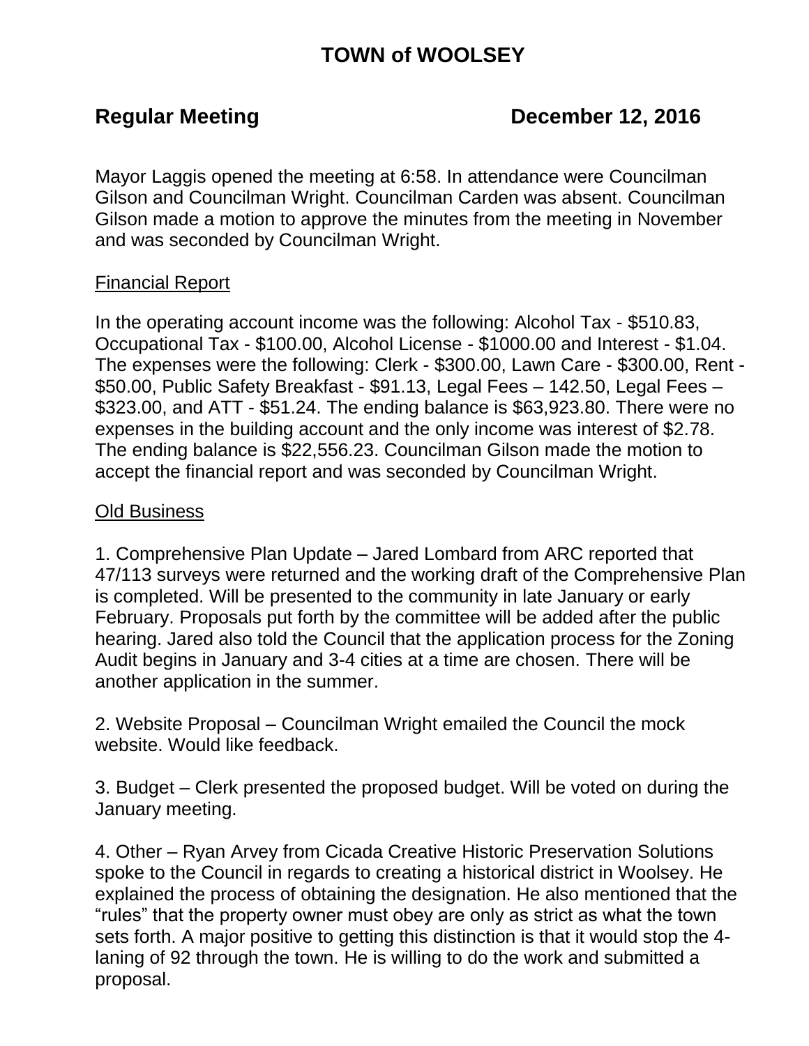# TOWN of WOOLSEY

**Regular Meeting** **December 12, 2016**

Mayor Laggis opened the meeting at 6:58. In attendance were Councilman Gilson and Councilman Wright. Councilman Carden was absent. Councilman Gilson made a motion to approve the minutes from the meeting in November and was seconded by Councilman Wright.

## Financial Report

In the operating account income was the following: Alcohol Tax - $510.83, Occupational Tax - $100.00, Alcohol License - $1000.00 and Interest - $1.04. The expenses were the following: Clerk - $300.00, Lawn Care - $300.00, Rent - $50.00, Public Safety Breakfast - $91.13, Legal Fees – 142.50, Legal Fees – $323.00, and ATT - $51.24. The ending balance is $63,923.80. There were no expenses in the building account and the only income was interest of $2.78. The ending balance is $22,556.23. Councilman Gilson made the motion to accept the financial report and was seconded by Councilman Wright.

## Old Business

1. Comprehensive Plan Update – Jared Lombard from ARC reported that 47/113 surveys were returned and the working draft of the Comprehensive Plan is completed. Will be presented to the community in late January or early February. Proposals put forth by the committee will be added after the public hearing. Jared also told the Council that the application process for the Zoning Audit begins in January and 3-4 cities at a time are chosen. There will be another application in the summer.

2. Website Proposal – Councilman Wright emailed the Council the mock website. Would like feedback.

3. Budget – Clerk presented the proposed budget. Will be voted on during the January meeting.

4. Other – Ryan Arvey from Cicada Creative Historic Preservation Solutions spoke to the Council in regards to creating a historical district in Woolsey. He explained the process of obtaining the designation. He also mentioned that the "rules" that the property owner must obey are only as strict as what the town sets forth. A major positive to getting this distinction is that it would stop the 4-laning of 92 through the town. He is willing to do the work and submitted a proposal.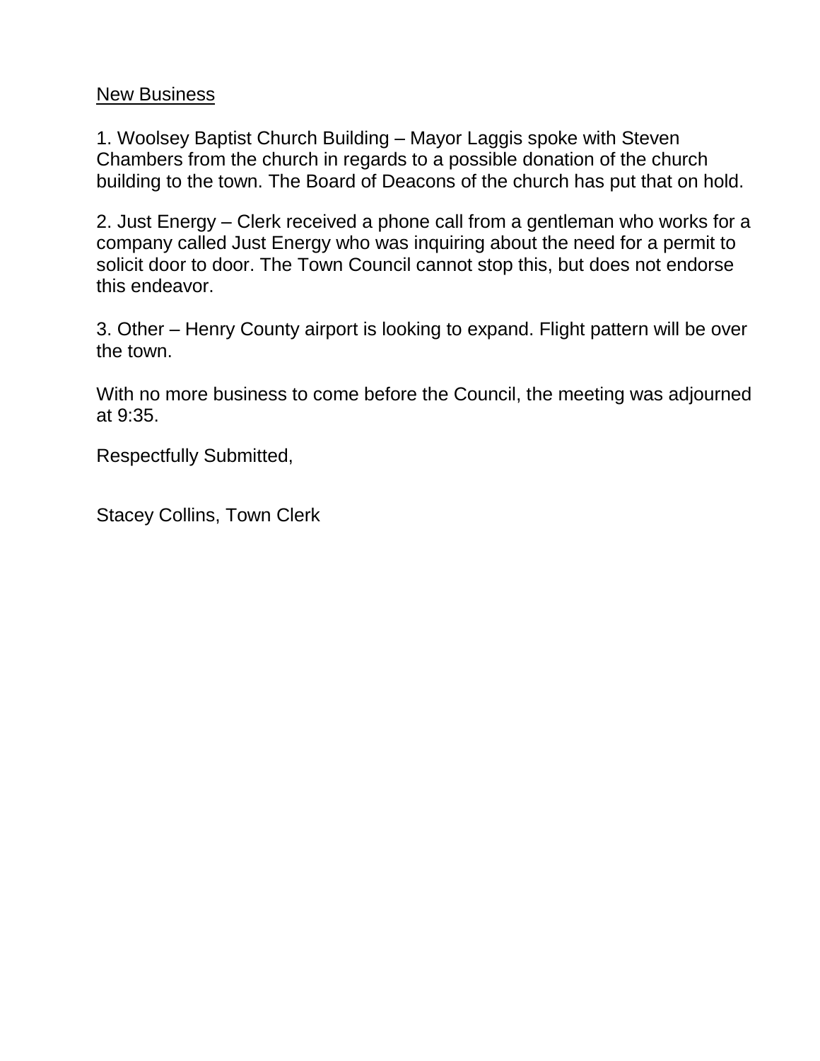<u>New Business</u>

1. Woolsey Baptist Church Building – Mayor Laggis spoke with Steven Chambers from the church in regards to a possible donation of the church building to the town. The Board of Deacons of the church has put that on hold.

2. Just Energy – Clerk received a phone call from a gentleman who works for a company called Just Energy who was inquiring about the need for a permit to solicit door to door. The Town Council cannot stop this, but does not endorse this endeavor.

3. Other – Henry County airport is looking to expand. Flight pattern will be over the town.

With no more business to come before the Council, the meeting was adjourned at 9:35.

Respectfully Submitted,

Stacey Collins, Town Clerk